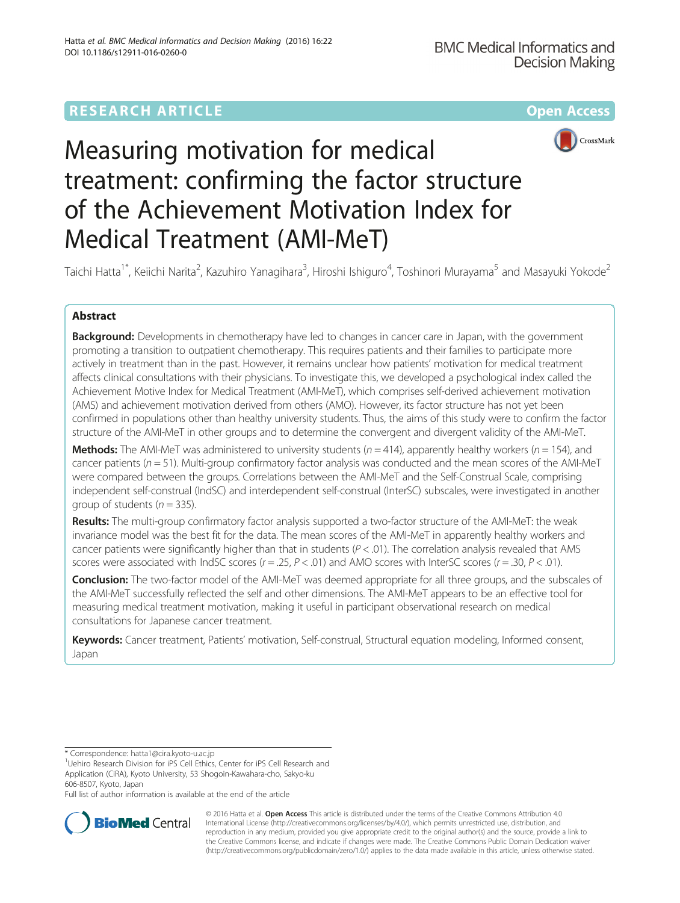RESEARCH ARTICLE Open Access

# Measuring motivation for medical treatment: confirming the factor structure of the Achievement Motivation Index for Medical Treatment (AMI-MeT)

Taichi Hatta[1*], Keiichi Narita[2], Kazuhiro Yanagihara[3], Hiroshi Ishiguro[4], Toshinori Murayama[5] and Masayuki Yokode[2]

## Abstract

**Background:** Developments in chemotherapy have led to changes in cancer care in Japan, with the government promoting a transition to outpatient chemotherapy. This requires patients and their families to participate more actively in treatment than in the past. However, it remains unclear how patients' motivation for medical treatment affects clinical consultations with their physicians. To investigate this, we developed a psychological index called the Achievement Motive Index for Medical Treatment (AMI-MeT), which comprises self-derived achievement motivation (AMS) and achievement motivation derived from others (AMO). However, its factor structure has not yet been confirmed in populations other than healthy university students. Thus, the aims of this study were to confirm the factor structure of the AMI-MeT in other groups and to determine the convergent and divergent validity of the AMI-MeT.

**Methods:** The AMI-MeT was administered to university students ($n = 414$), apparently healthy workers ($n = 154$), and cancer patients ($n = 51$). Multi-group confirmatory factor analysis was conducted and the mean scores of the AMI-MeT were compared between the groups. Correlations between the AMI-MeT and the Self-Construal Scale, comprising independent self-construal (IndSC) and interdependent self-construal (InterSC) subscales, were investigated in another group of students ($n = 335$).

**Results:** The multi-group confirmatory factor analysis supported a two-factor structure of the AMI-MeT: the weak invariance model was the best fit for the data. The mean scores of the AMI-MeT in apparently healthy workers and cancer patients were significantly higher than that in students ($P < .01$). The correlation analysis revealed that AMS scores were associated with IndSC scores ($r = .25$, $P < .01$) and AMO scores with InterSC scores ($r = .30$, $P < .01$).

**Conclusion:** The two-factor model of the AMI-MeT was deemed appropriate for all three groups, and the subscales of the AMI-MeT successfully reflected the self and other dimensions. The AMI-MeT appears to be an effective tool for measuring medical treatment motivation, making it useful in participant observational research on medical consultations for Japanese cancer treatment.

**Keywords:** Cancer treatment, Patients' motivation, Self-construal, Structural equation modeling, Informed consent, Japan

\* Correspondence: hatta1@cira.kyoto-u.ac.jp
[1]Uehiro Research Division for iPS Cell Ethics, Center for iPS Cell Research and Application (CiRA), Kyoto University, 53 Shogoin-Kawahara-cho, Sakyo-ku 606-8507, Kyoto, Japan
Full list of author information is available at the end of the article

© 2016 Hatta et al. **Open Access** This article is distributed under the terms of the Creative Commons Attribution 4.0 International License (http://creativecommons.org/licenses/by/4.0/), which permits unrestricted use, distribution, and reproduction in any medium, provided you give appropriate credit to the original author(s) and the source, provide a link to the Creative Commons license, and indicate if changes were made. The Creative Commons Public Domain Dedication waiver (http://creativecommons.org/publicdomain/zero/1.0/) applies to the data made available in this article, unless otherwise stated.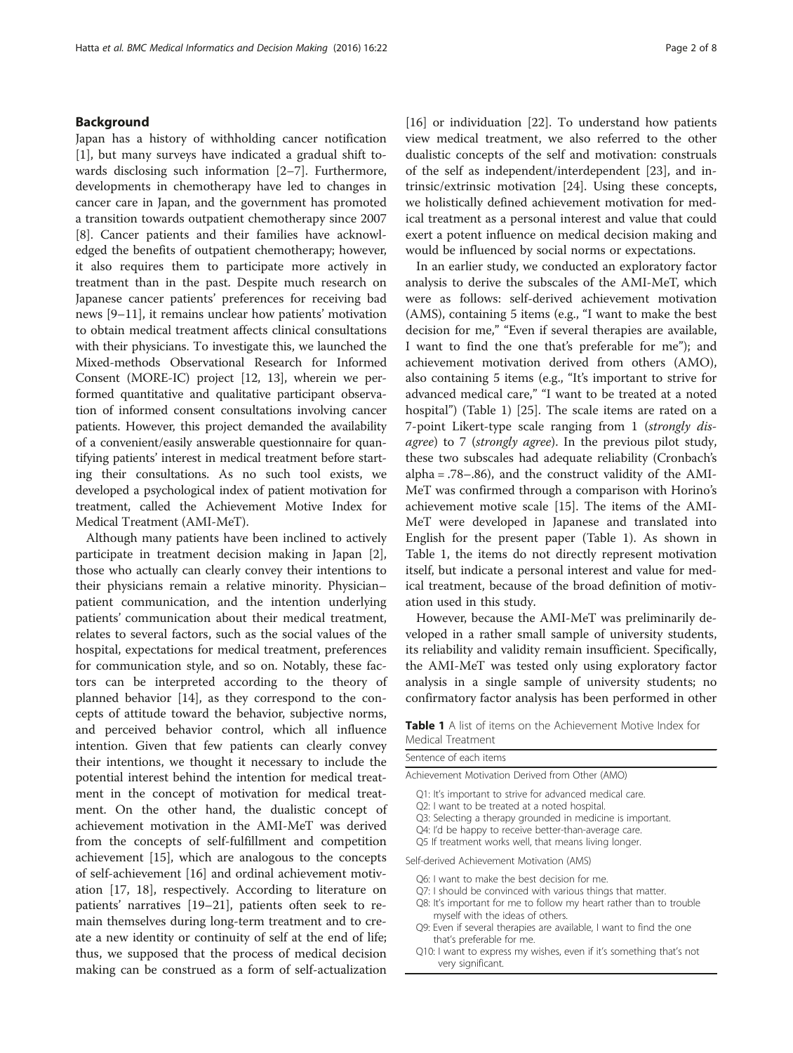## Background

Japan has a history of withholding cancer notification [1], but many surveys have indicated a gradual shift towards disclosing such information [2–7]. Furthermore, developments in chemotherapy have led to changes in cancer care in Japan, and the government has promoted a transition towards outpatient chemotherapy since 2007 [8]. Cancer patients and their families have acknowledged the benefits of outpatient chemotherapy; however, it also requires them to participate more actively in treatment than in the past. Despite much research on Japanese cancer patients' preferences for receiving bad news [9–11], it remains unclear how patients' motivation to obtain medical treatment affects clinical consultations with their physicians. To investigate this, we launched the Mixed-methods Observational Research for Informed Consent (MORE-IC) project [12, 13], wherein we performed quantitative and qualitative participant observation of informed consent consultations involving cancer patients. However, this project demanded the availability of a convenient/easily answerable questionnaire for quantifying patients' interest in medical treatment before starting their consultations. As no such tool exists, we developed a psychological index of patient motivation for treatment, called the Achievement Motive Index for Medical Treatment (AMI-MeT).

Although many patients have been inclined to actively participate in treatment decision making in Japan [2], those who actually can clearly convey their intentions to their physicians remain a relative minority. Physician–patient communication, and the intention underlying patients' communication about their medical treatment, relates to several factors, such as the social values of the hospital, expectations for medical treatment, preferences for communication style, and so on. Notably, these factors can be interpreted according to the theory of planned behavior [14], as they correspond to the concepts of attitude toward the behavior, subjective norms, and perceived behavior control, which all influence intention. Given that few patients can clearly convey their intentions, we thought it necessary to include the potential interest behind the intention for medical treatment in the concept of motivation for medical treatment. On the other hand, the dualistic concept of achievement motivation in the AMI-MeT was derived from the concepts of self-fulfillment and competition achievement [15], which are analogous to the concepts of self-achievement [16] and ordinal achievement motivation [17, 18], respectively. According to literature on patients' narratives [19–21], patients often seek to remain themselves during long-term treatment and to create a new identity or continuity of self at the end of life; thus, we supposed that the process of medical decision making can be construed as a form of self-actualization [16] or individuation [22]. To understand how patients view medical treatment, we also referred to the other dualistic concepts of the self and motivation: construals of the self as independent/interdependent [23], and intrinsic/extrinsic motivation [24]. Using these concepts, we holistically defined achievement motivation for medical treatment as a personal interest and value that could exert a potent influence on medical decision making and would be influenced by social norms or expectations.

In an earlier study, we conducted an exploratory factor analysis to derive the subscales of the AMI-MeT, which were as follows: self-derived achievement motivation (AMS), containing 5 items (e.g., "I want to make the best decision for me," "Even if several therapies are available, I want to find the one that's preferable for me"); and achievement motivation derived from others (AMO), also containing 5 items (e.g., "It's important to strive for advanced medical care," "I want to be treated at a noted hospital") (Table 1) [25]. The scale items are rated on a 7-point Likert-type scale ranging from 1 (*strongly disagree*) to 7 (*strongly agree*). In the previous pilot study, these two subscales had adequate reliability (Cronbach's alpha = .78–.86), and the construct validity of the AMI-MeT was confirmed through a comparison with Horino's achievement motive scale [15]. The items of the AMI-MeT were developed in Japanese and translated into English for the present paper (Table 1). As shown in Table 1, the items do not directly represent motivation itself, but indicate a personal interest and value for medical treatment, because of the broad definition of motivation used in this study.

However, because the AMI-MeT was preliminarily developed in a rather small sample of university students, its reliability and validity remain insufficient. Specifically, the AMI-MeT was tested only using exploratory factor analysis in a single sample of university students; no confirmatory factor analysis has been performed in other

**Table 1** A list of items on the Achievement Motive Index for Medical Treatment

| Sentence of each items |
|---|
| Achievement Motivation Derived from Other (AMO) |
| Q1: It's important to strive for advanced medical care. |
| Q2: I want to be treated at a noted hospital. |
| Q3: Selecting a therapy grounded in medicine is important. |
| Q4: I'd be happy to receive better-than-average care. |
| Q5 If treatment works well, that means living longer. |
| Self-derived Achievement Motivation (AMS) |
| Q6: I want to make the best decision for me. |
| Q7: I should be convinced with various things that matter. |
| Q8: It's important for me to follow my heart rather than to trouble myself with the ideas of others. |
| Q9: Even if several therapies are available, I want to find the one that's preferable for me. |
| Q10: I want to express my wishes, even if it's something that's not very significant. |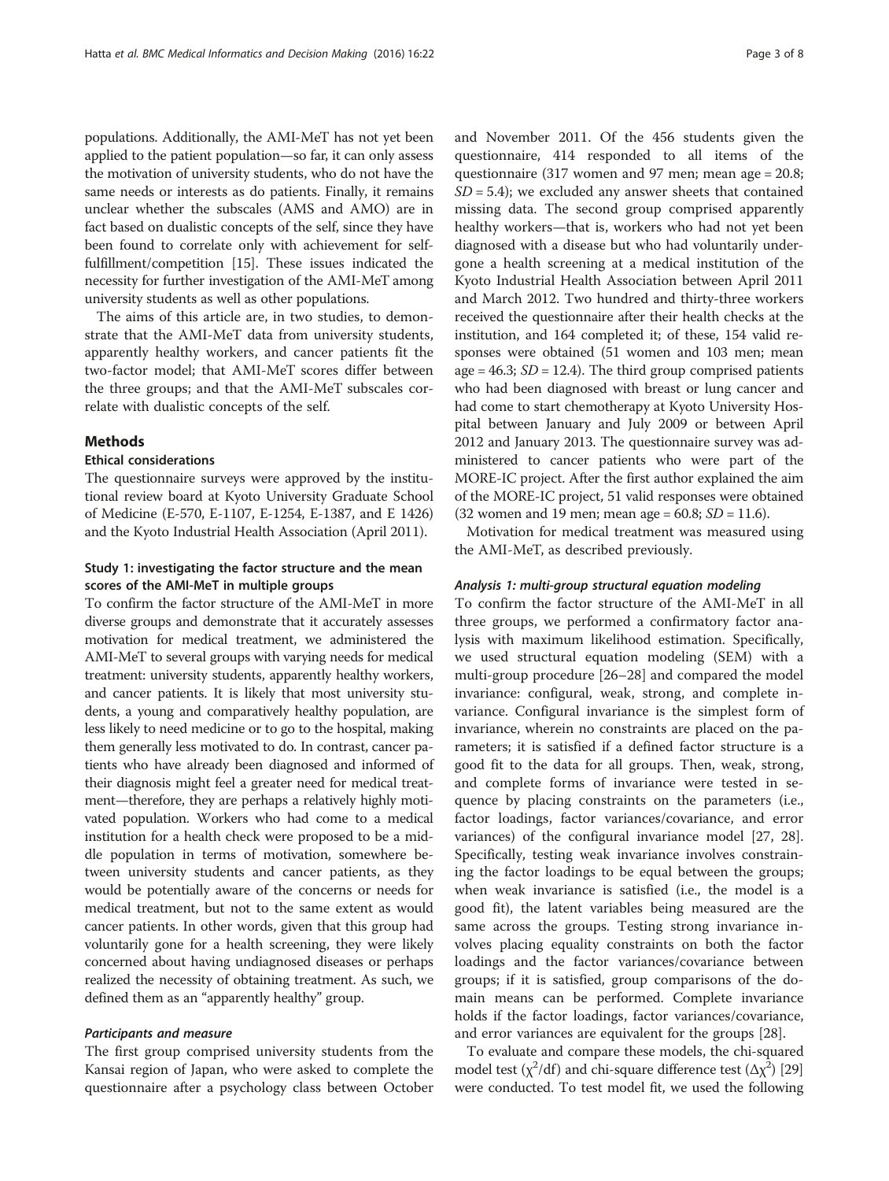populations. Additionally, the AMI-MeT has not yet been applied to the patient population—so far, it can only assess the motivation of university students, who do not have the same needs or interests as do patients. Finally, it remains unclear whether the subscales (AMS and AMO) are in fact based on dualistic concepts of the self, since they have been found to correlate only with achievement for self-fulfillment/competition [15]. These issues indicated the necessity for further investigation of the AMI-MeT among university students as well as other populations.

The aims of this article are, in two studies, to demonstrate that the AMI-MeT data from university students, apparently healthy workers, and cancer patients fit the two-factor model; that AMI-MeT scores differ between the three groups; and that the AMI-MeT subscales correlate with dualistic concepts of the self.

## Methods

### Ethical considerations

The questionnaire surveys were approved by the institutional review board at Kyoto University Graduate School of Medicine (E-570, E-1107, E-1254, E-1387, and E 1426) and the Kyoto Industrial Health Association (April 2011).

### Study 1: investigating the factor structure and the mean scores of the AMI-MeT in multiple groups

To confirm the factor structure of the AMI-MeT in more diverse groups and demonstrate that it accurately assesses motivation for medical treatment, we administered the AMI-MeT to several groups with varying needs for medical treatment: university students, apparently healthy workers, and cancer patients. It is likely that most university students, a young and comparatively healthy population, are less likely to need medicine or to go to the hospital, making them generally less motivated to do. In contrast, cancer patients who have already been diagnosed and informed of their diagnosis might feel a greater need for medical treatment—therefore, they are perhaps a relatively highly motivated population. Workers who had come to a medical institution for a health check were proposed to be a middle population in terms of motivation, somewhere between university students and cancer patients, as they would be potentially aware of the concerns or needs for medical treatment, but not to the same extent as would cancer patients. In other words, given that this group had voluntarily gone for a health screening, they were likely concerned about having undiagnosed diseases or perhaps realized the necessity of obtaining treatment. As such, we defined them as an "apparently healthy" group.

#### *Participants and measure*

The first group comprised university students from the Kansai region of Japan, who were asked to complete the questionnaire after a psychology class between October and November 2011. Of the 456 students given the questionnaire, 414 responded to all items of the questionnaire (317 women and 97 men; mean age = 20.8; *SD* = 5.4); we excluded any answer sheets that contained missing data. The second group comprised apparently healthy workers—that is, workers who had not yet been diagnosed with a disease but who had voluntarily undergone a health screening at a medical institution of the Kyoto Industrial Health Association between April 2011 and March 2012. Two hundred and thirty-three workers received the questionnaire after their health checks at the institution, and 164 completed it; of these, 154 valid responses were obtained (51 women and 103 men; mean age = 46.3; *SD* = 12.4). The third group comprised patients who had been diagnosed with breast or lung cancer and had come to start chemotherapy at Kyoto University Hospital between January and July 2009 or between April 2012 and January 2013. The questionnaire survey was administered to cancer patients who were part of the MORE-IC project. After the first author explained the aim of the MORE-IC project, 51 valid responses were obtained (32 women and 19 men; mean age = 60.8; *SD* = 11.6).

Motivation for medical treatment was measured using the AMI-MeT, as described previously.

#### *Analysis 1: multi-group structural equation modeling*

To confirm the factor structure of the AMI-MeT in all three groups, we performed a confirmatory factor analysis with maximum likelihood estimation. Specifically, we used structural equation modeling (SEM) with a multi-group procedure [26–28] and compared the model invariance: configural, weak, strong, and complete invariance. Configural invariance is the simplest form of invariance, wherein no constraints are placed on the parameters; it is satisfied if a defined factor structure is a good fit to the data for all groups. Then, weak, strong, and complete forms of invariance were tested in sequence by placing constraints on the parameters (i.e., factor loadings, factor variances/covariance, and error variances) of the configural invariance model [27, 28]. Specifically, testing weak invariance involves constraining the factor loadings to be equal between the groups; when weak invariance is satisfied (i.e., the model is a good fit), the latent variables being measured are the same across the groups. Testing strong invariance involves placing equality constraints on both the factor loadings and the factor variances/covariance between groups; if it is satisfied, group comparisons of the domain means can be performed. Complete invariance holds if the factor loadings, factor variances/covariance, and error variances are equivalent for the groups [28].

To evaluate and compare these models, the chi-squared model test ($\chi^2$/df) and chi-square difference test ($\Delta\chi^2$) [29] were conducted. To test model fit, we used the following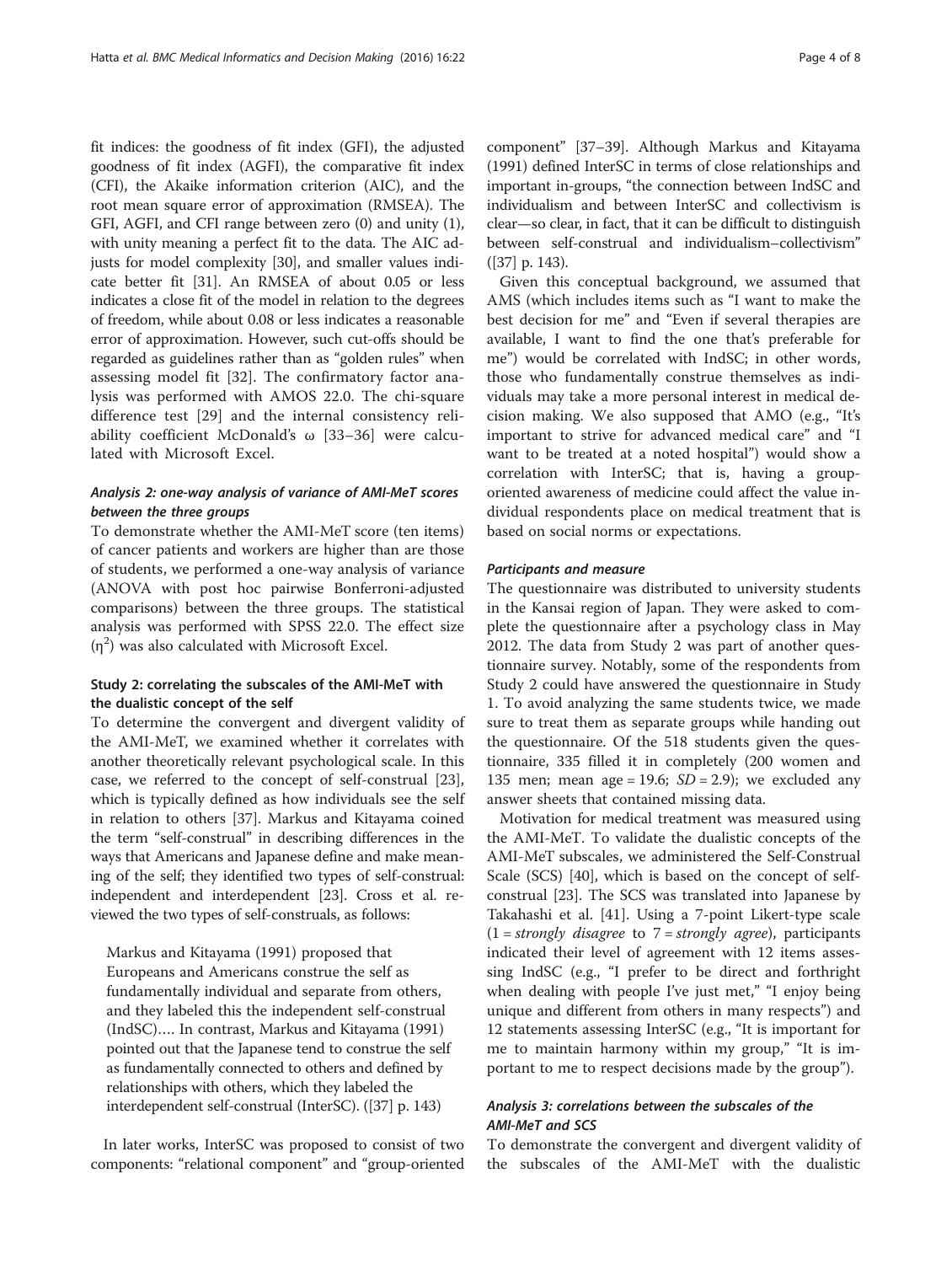fit indices: the goodness of fit index (GFI), the adjusted goodness of fit index (AGFI), the comparative fit index (CFI), the Akaike information criterion (AIC), and the root mean square error of approximation (RMSEA). The GFI, AGFI, and CFI range between zero (0) and unity (1), with unity meaning a perfect fit to the data. The AIC adjusts for model complexity [30], and smaller values indicate better fit [31]. An RMSEA of about 0.05 or less indicates a close fit of the model in relation to the degrees of freedom, while about 0.08 or less indicates a reasonable error of approximation. However, such cut-offs should be regarded as guidelines rather than as "golden rules" when assessing model fit [32]. The confirmatory factor analysis was performed with AMOS 22.0. The chi-square difference test [29] and the internal consistency reliability coefficient McDonald's ω [33–36] were calculated with Microsoft Excel.

#### Analysis 2: one-way analysis of variance of AMI-MeT scores between the three groups

To demonstrate whether the AMI-MeT score (ten items) of cancer patients and workers are higher than are those of students, we performed a one-way analysis of variance (ANOVA with post hoc pairwise Bonferroni-adjusted comparisons) between the three groups. The statistical analysis was performed with SPSS 22.0. The effect size ($\eta^2$) was also calculated with Microsoft Excel.

### Study 2: correlating the subscales of the AMI-MeT with the dualistic concept of the self

To determine the convergent and divergent validity of the AMI-MeT, we examined whether it correlates with another theoretically relevant psychological scale. In this case, we referred to the concept of self-construal [23], which is typically defined as how individuals see the self in relation to others [37]. Markus and Kitayama coined the term "self-construal" in describing differences in the ways that Americans and Japanese define and make meaning of the self; they identified two types of self-construal: independent and interdependent [23]. Cross et al. reviewed the two types of self-construals, as follows:

> Markus and Kitayama (1991) proposed that Europeans and Americans construe the self as fundamentally individual and separate from others, and they labeled this the independent self-construal (IndSC)…. In contrast, Markus and Kitayama (1991) pointed out that the Japanese tend to construe the self as fundamentally connected to others and defined by relationships with others, which they labeled the interdependent self-construal (InterSC). ([37] p. 143)

In later works, InterSC was proposed to consist of two components: "relational component" and "group-oriented component" [37–39]. Although Markus and Kitayama (1991) defined InterSC in terms of close relationships and important in-groups, "the connection between IndSC and individualism and between InterSC and collectivism is clear—so clear, in fact, that it can be difficult to distinguish between self-construal and individualism–collectivism" ([37] p. 143).

Given this conceptual background, we assumed that AMS (which includes items such as "I want to make the best decision for me" and "Even if several therapies are available, I want to find the one that's preferable for me") would be correlated with IndSC; in other words, those who fundamentally construe themselves as individuals may take a more personal interest in medical decision making. We also supposed that AMO (e.g., "It's important to strive for advanced medical care" and "I want to be treated at a noted hospital") would show a correlation with InterSC; that is, having a group-oriented awareness of medicine could affect the value individual respondents place on medical treatment that is based on social norms or expectations.

#### Participants and measure

The questionnaire was distributed to university students in the Kansai region of Japan. They were asked to complete the questionnaire after a psychology class in May 2012. The data from Study 2 was part of another questionnaire survey. Notably, some of the respondents from Study 2 could have answered the questionnaire in Study 1. To avoid analyzing the same students twice, we made sure to treat them as separate groups while handing out the questionnaire. Of the 518 students given the questionnaire, 335 filled it in completely (200 women and 135 men; mean age = 19.6; *SD* = 2.9); we excluded any answer sheets that contained missing data.

Motivation for medical treatment was measured using the AMI-MeT. To validate the dualistic concepts of the AMI-MeT subscales, we administered the Self-Construal Scale (SCS) [40], which is based on the concept of self-construal [23]. The SCS was translated into Japanese by Takahashi et al. [41]. Using a 7-point Likert-type scale (1 = *strongly disagree* to 7 = *strongly agree*), participants indicated their level of agreement with 12 items assessing IndSC (e.g., "I prefer to be direct and forthright when dealing with people I've just met," "I enjoy being unique and different from others in many respects") and 12 statements assessing InterSC (e.g., "It is important for me to maintain harmony within my group," "It is important to me to respect decisions made by the group").

#### Analysis 3: correlations between the subscales of the AMI-MeT and SCS

To demonstrate the convergent and divergent validity of the subscales of the AMI-MeT with the dualistic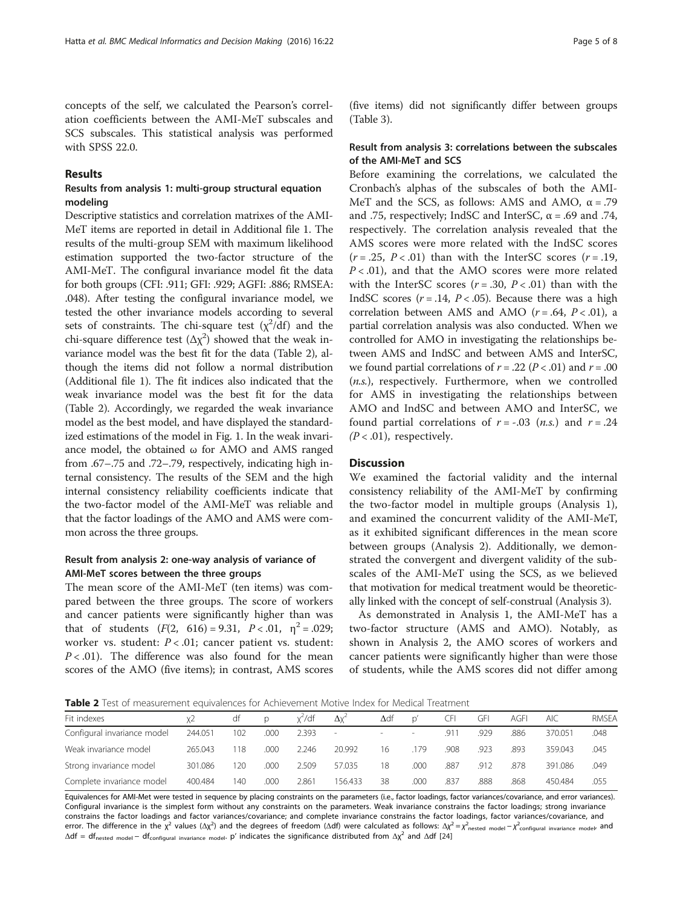concepts of the self, we calculated the Pearson's correlation coefficients between the AMI-MeT subscales and SCS subscales. This statistical analysis was performed with SPSS 22.0.

## Results

### Results from analysis 1: multi-group structural equation modeling

Descriptive statistics and correlation matrixes of the AMI-MeT items are reported in detail in Additional file 1. The results of the multi-group SEM with maximum likelihood estimation supported the two-factor structure of the AMI-MeT. The configural invariance model fit the data for both groups (CFI: .911; GFI: .929; AGFI: .886; RMSEA: .048). After testing the configural invariance model, we tested the other invariance models according to several sets of constraints. The chi-square test ($\chi^2$/df) and the chi-square difference test ($\Delta\chi^2$) showed that the weak invariance model was the best fit for the data (Table 2), although the items did not follow a normal distribution (Additional file 1). The fit indices also indicated that the weak invariance model was the best fit for the data (Table 2). Accordingly, we regarded the weak invariance model as the best model, and have displayed the standardized estimations of the model in Fig. 1. In the weak invariance model, the obtained ω for AMO and AMS ranged from .67–.75 and .72–.79, respectively, indicating high internal consistency. The results of the SEM and the high internal consistency reliability coefficients indicate that the two-factor model of the AMI-MeT was reliable and that the factor loadings of the AMO and AMS were common across the three groups.

### Result from analysis 2: one-way analysis of variance of AMI-MeT scores between the three groups

The mean score of the AMI-MeT (ten items) was compared between the three groups. The score of workers and cancer patients were significantly higher than was that of students ($F(2, 616) = 9.31$, $P < .01$, $\eta^2 = .029$; worker vs. student: $P < .01$; cancer patient vs. student: $P < .01$). The difference was also found for the mean scores of the AMO (five items); in contrast, AMS scores (five items) did not significantly differ between groups (Table 3).

### Result from analysis 3: correlations between the subscales of the AMI-MeT and SCS

Before examining the correlations, we calculated the Cronbach's alphas of the subscales of both the AMI-MeT and the SCS, as follows: AMS and AMO, α = .79 and .75, respectively; IndSC and InterSC, α = .69 and .74, respectively. The correlation analysis revealed that the AMS scores were more related with the IndSC scores ($r = .25$, $P < .01$) than with the InterSC scores ($r = .19$, $P < .01$), and that the AMO scores were more related with the InterSC scores ($r = .30$, $P < .01$) than with the IndSC scores ($r = .14$, $P < .05$). Because there was a high correlation between AMS and AMO ($r = .64$, $P < .01$), a partial correlation analysis was also conducted. When we controlled for AMO in investigating the relationships between AMS and IndSC and between AMS and InterSC, we found partial correlations of $r = .22$ ($P < .01$) and $r = .00$ (*n.s.*), respectively. Furthermore, when we controlled for AMS in investigating the relationships between AMO and IndSC and between AMO and InterSC, we found partial correlations of $r = -.03$ (*n.s.*) and $r = .24$ ($P < .01$), respectively.

## Discussion

We examined the factorial validity and the internal consistency reliability of the AMI-MeT by confirming the two-factor model in multiple groups (Analysis 1), and examined the concurrent validity of the AMI-MeT, as it exhibited significant differences in the mean score between groups (Analysis 2). Additionally, we demonstrated the convergent and divergent validity of the subscales of the AMI-MeT using the SCS, as we believed that motivation for medical treatment would be theoretically linked with the concept of self-construal (Analysis 3).

As demonstrated in Analysis 1, the AMI-MeT has a two-factor structure (AMS and AMO). Notably, as shown in Analysis 2, the AMO scores of workers and cancer patients were significantly higher than were those of students, while the AMS scores did not differ among

**Table 2** Test of measurement equivalences for Achievement Motive Index for Medical Treatment

| Fit indexes | $\chi^2$ | df | p | $\chi^2$/df | $\Delta\chi^2$ | Δdf | p′ | CFI | GFI | AGFI | AIC | RMSEA |
|---|---|---|---|---|---|---|---|---|---|---|---|---|
| Configural invariance model | 244.051 | 102 | .000 | 2.393 | - | - | - | .911 | .929 | .886 | 370.051 | .048 |
| Weak invariance model | 265.043 | 118 | .000 | 2.246 | 20.992 | 16 | .179 | .908 | .923 | .893 | 359.043 | .045 |
| Strong invariance model | 301.086 | 120 | .000 | 2.509 | 57.035 | 18 | .000 | .887 | .912 | .878 | 391.086 | .049 |
| Complete invariance model | 400.484 | 140 | .000 | 2.861 | 156.433 | 38 | .000 | .837 | .888 | .868 | 450.484 | .055 |

Equivalences for AMI-Met were tested in sequence by placing constraints on the parameters (i.e., factor loadings, factor variances/covariance, and error variances). Configural invariance is the simplest form without any constraints on the parameters. Weak invariance constrains the factor loadings; strong invariance constrains the factor loadings and factor variances/covariance; and complete invariance constrains the factor loadings, factor variances/covariance, and error. The difference in the $\chi^2$ values ($\Delta\chi^2$) and the degrees of freedom (Δdf) were calculated as follows: $\Delta\chi^2 = \chi^2_{\text{nested model}} - \chi^2_{\text{configural invariance model}}$, and $\Delta\text{df} = \text{df}_{\text{nested model}} - \text{df}_{\text{configural invariance model}}$. p′ indicates the significance distributed from $\Delta\chi^2$ and Δdf [24]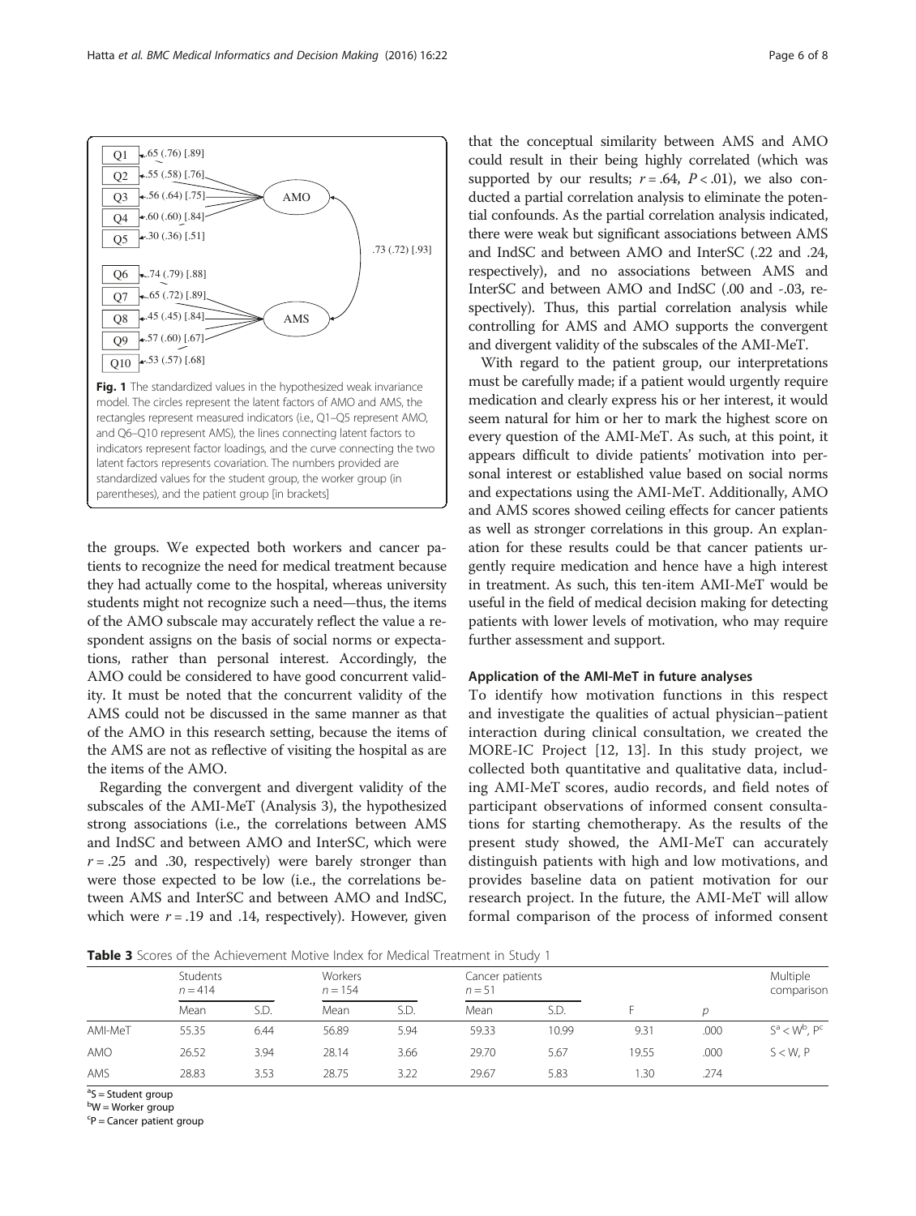Fig. 1 The standardized values in the hypothesized weak invariance model. The circles represent the latent factors of AMO and AMS, the rectangles represent measured indicators (i.e., Q1–Q5 represent AMO, and Q6–Q10 represent AMS), the lines connecting latent factors to indicators represent factor loadings, and the curve connecting the two latent factors represents covariation. The numbers provided are standardized values for the student group, the worker group (in parentheses), and the patient group [in brackets]

the groups. We expected both workers and cancer patients to recognize the need for medical treatment because they had actually come to the hospital, whereas university students might not recognize such a need—thus, the items of the AMO subscale may accurately reflect the value a respondent assigns on the basis of social norms or expectations, rather than personal interest. Accordingly, the AMO could be considered to have good concurrent validity. It must be noted that the concurrent validity of the AMS could not be discussed in the same manner as that of the AMO in this research setting, because the items of the AMS are not as reflective of visiting the hospital as are the items of the AMO.

Regarding the convergent and divergent validity of the subscales of the AMI-MeT (Analysis 3), the hypothesized strong associations (i.e., the correlations between AMS and IndSC and between AMO and InterSC, which were $r = .25$ and .30, respectively) were barely stronger than were those expected to be low (i.e., the correlations between AMS and InterSC and between AMO and IndSC, which were $r = .19$ and .14, respectively). However, given that the conceptual similarity between AMS and AMO could result in their being highly correlated (which was supported by our results; $r = .64$, $P < .01$), we also conducted a partial correlation analysis to eliminate the potential confounds. As the partial correlation analysis indicated, there were weak but significant associations between AMS and IndSC and between AMO and InterSC (.22 and .24, respectively), and no associations between AMS and InterSC and between AMO and IndSC (.00 and -.03, respectively). Thus, this partial correlation analysis while controlling for AMS and AMO supports the convergent and divergent validity of the subscales of the AMI-MeT.

With regard to the patient group, our interpretations must be carefully made; if a patient would urgently require medication and clearly express his or her interest, it would seem natural for him or her to mark the highest score on every question of the AMI-MeT. As such, at this point, it appears difficult to divide patients' motivation into personal interest or established value based on social norms and expectations using the AMI-MeT. Additionally, AMO and AMS scores showed ceiling effects for cancer patients as well as stronger correlations in this group. An explanation for these results could be that cancer patients urgently require medication and hence have a high interest in treatment. As such, this ten-item AMI-MeT would be useful in the field of medical decision making for detecting patients with lower levels of motivation, who may require further assessment and support.

### Application of the AMI-MeT in future analyses

To identify how motivation functions in this respect and investigate the qualities of actual physician–patient interaction during clinical consultation, we created the MORE-IC Project [12, 13]. In this study project, we collected both quantitative and qualitative data, including AMI-MeT scores, audio records, and field notes of participant observations of informed consent consultations for starting chemotherapy. As the results of the present study showed, the AMI-MeT can accurately distinguish patients with high and low motivations, and provides baseline data on patient motivation for our research project. In the future, the AMI-MeT will allow formal comparison of the process of informed consent

**Table 3** Scores of the Achievement Motive Index for Medical Treatment in Study 1

| | Students $n = 414$ | | Workers $n = 154$ | | Cancer patients $n = 51$ | | | | Multiple comparison |
|---|---|---|---|---|---|---|---|---|---|
| | Mean | S.D. | Mean | S.D. | Mean | S.D. | F | $p$ | |
| AMI-MeT | 55.35 | 6.44 | 56.89 | 5.94 | 59.33 | 10.99 | 9.31 | .000 | S[a] < W[b], P[c] |
| AMO | 26.52 | 3.94 | 28.14 | 3.66 | 29.70 | 5.67 | 19.55 | .000 | S < W, P |
| AMS | 28.83 | 3.53 | 28.75 | 3.22 | 29.67 | 5.83 | 1.30 | .274 | |

[a]S = Student group
[b]W = Worker group
[c]P = Cancer patient group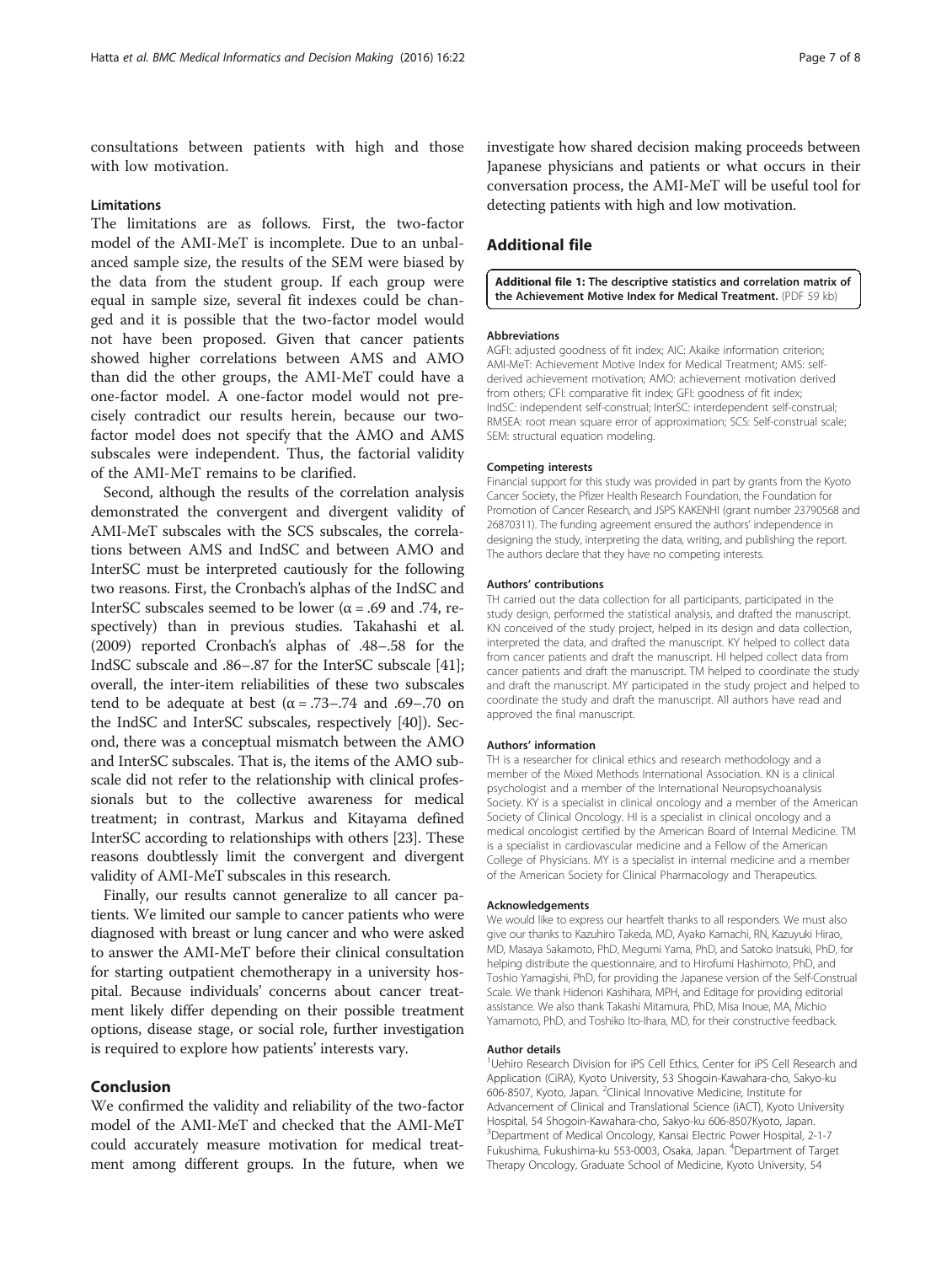consultations between patients with high and those with low motivation.

### Limitations

The limitations are as follows. First, the two-factor model of the AMI-MeT is incomplete. Due to an unbalanced sample size, the results of the SEM were biased by the data from the student group. If each group were equal in sample size, several fit indexes could be changed and it is possible that the two-factor model would not have been proposed. Given that cancer patients showed higher correlations between AMS and AMO than did the other groups, the AMI-MeT could have a one-factor model. A one-factor model would not precisely contradict our results herein, because our two-factor model does not specify that the AMO and AMS subscales were independent. Thus, the factorial validity of the AMI-MeT remains to be clarified.

Second, although the results of the correlation analysis demonstrated the convergent and divergent validity of AMI-MeT subscales with the SCS subscales, the correlations between AMS and IndSC and between AMO and InterSC must be interpreted cautiously for the following two reasons. First, the Cronbach's alphas of the IndSC and InterSC subscales seemed to be lower (α = .69 and .74, respectively) than in previous studies. Takahashi et al. (2009) reported Cronbach's alphas of .48–.58 for the IndSC subscale and .86–.87 for the InterSC subscale [41]; overall, the inter-item reliabilities of these two subscales tend to be adequate at best (α = .73–.74 and .69–.70 on the IndSC and InterSC subscales, respectively [40]). Second, there was a conceptual mismatch between the AMO and InterSC subscales. That is, the items of the AMO subscale did not refer to the relationship with clinical professionals but to the collective awareness for medical treatment; in contrast, Markus and Kitayama defined InterSC according to relationships with others [23]. These reasons doubtlessly limit the convergent and divergent validity of AMI-MeT subscales in this research.

Finally, our results cannot generalize to all cancer patients. We limited our sample to cancer patients who were diagnosed with breast or lung cancer and who were asked to answer the AMI-MeT before their clinical consultation for starting outpatient chemotherapy in a university hospital. Because individuals' concerns about cancer treatment likely differ depending on their possible treatment options, disease stage, or social role, further investigation is required to explore how patients' interests vary.

## Conclusion

We confirmed the validity and reliability of the two-factor model of the AMI-MeT and checked that the AMI-MeT could accurately measure motivation for medical treatment among different groups. In the future, when we investigate how shared decision making proceeds between Japanese physicians and patients or what occurs in their conversation process, the AMI-MeT will be useful tool for detecting patients with high and low motivation.

## Additional file

**Additional file 1: The descriptive statistics and correlation matrix of the Achievement Motive Index for Medical Treatment.** (PDF 59 kb)

#### Abbreviations

AGFI: adjusted goodness of fit index; AIC: Akaike information criterion; AMI-MeT: Achievement Motive Index for Medical Treatment; AMS: self-derived achievement motivation; AMO: achievement motivation derived from others; CFI: comparative fit index; GFI: goodness of fit index; IndSC: independent self-construal; InterSC: interdependent self-construal; RMSEA: root mean square error of approximation; SCS: Self-construal scale; SEM: structural equation modeling.

#### Competing interests

Financial support for this study was provided in part by grants from the Kyoto Cancer Society, the Pfizer Health Research Foundation, the Foundation for Promotion of Cancer Research, and JSPS KAKENHI (grant number 23790568 and 26870311). The funding agreement ensured the authors' independence in designing the study, interpreting the data, writing, and publishing the report. The authors declare that they have no competing interests.

#### Authors' contributions

TH carried out the data collection for all participants, participated in the study design, performed the statistical analysis, and drafted the manuscript. KN conceived of the study project, helped in its design and data collection, interpreted the data, and drafted the manuscript. KY helped to collect data from cancer patients and draft the manuscript. HI helped collect data from cancer patients and draft the manuscript. TM helped to coordinate the study and draft the manuscript. MY participated in the study project and helped to coordinate the study and draft the manuscript. All authors have read and approved the final manuscript.

#### Authors' information

TH is a researcher for clinical ethics and research methodology and a member of the Mixed Methods International Association. KN is a clinical psychologist and a member of the International Neuropsychoanalysis Society. KY is a specialist in clinical oncology and a member of the American Society of Clinical Oncology. HI is a specialist in clinical oncology and a medical oncologist certified by the American Board of Internal Medicine. TM is a specialist in cardiovascular medicine and a Fellow of the American College of Physicians. MY is a specialist in internal medicine and a member of the American Society for Clinical Pharmacology and Therapeutics.

#### Acknowledgements

We would like to express our heartfelt thanks to all responders. We must also give our thanks to Kazuhiro Takeda, MD, Ayako Kamachi, RN, Kazuyuki Hirao, MD, Masaya Sakamoto, PhD, Megumi Yama, PhD, and Satoko Inatsuki, PhD, for helping distribute the questionnaire, and to Hirofumi Hashimoto, PhD, and Toshio Yamagishi, PhD, for providing the Japanese version of the Self-Construal Scale. We thank Hidenori Kashihara, MPH, and Editage for providing editorial assistance. We also thank Takashi Mitamura, PhD, Misa Inoue, MA, Michio Yamamoto, PhD, and Toshiko Ito-Ihara, MD, for their constructive feedback.

#### Author details

[1]Uehiro Research Division for iPS Cell Ethics, Center for iPS Cell Research and Application (CiRA), Kyoto University, 53 Shogoin-Kawahara-cho, Sakyo-ku 606-8507, Kyoto, Japan. [2]Clinical Innovative Medicine, Institute for Advancement of Clinical and Translational Science (iACT), Kyoto University Hospital, 54 Shogoin-Kawahara-cho, Sakyo-ku 606-8507Kyoto, Japan. [3]Department of Medical Oncology, Kansai Electric Power Hospital, 2-1-7 Fukushima, Fukushima-ku 553-0003, Osaka, Japan. [4]Department of Target Therapy Oncology, Graduate School of Medicine, Kyoto University, 54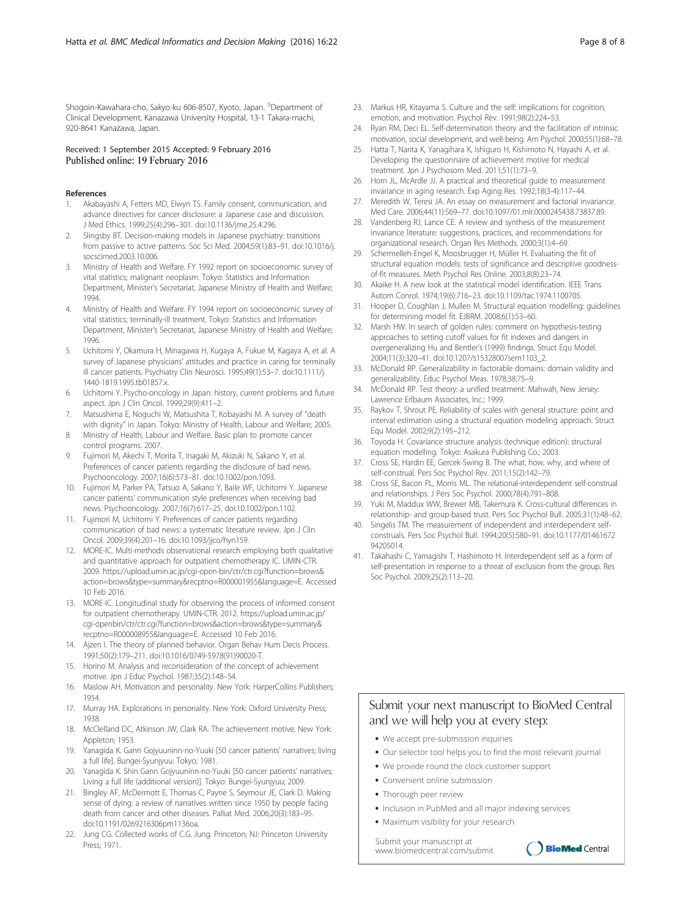Shogoin-Kawahara-cho, Sakyo-ku 606-8507, Kyoto, Japan. [5]Department of Clinical Development, Kanazawa University Hospital, 13-1 Takara-machi, 920-8641 Kanazawa, Japan.

Received: 1 September 2015 Accepted: 9 February 2016
Published online: 19 February 2016

## References

1. Akabayashi A, Fetters MD, Elwyn TS. Family consent, communication, and advance directives for cancer disclosure: a Japanese case and discussion. J Med Ethics. 1999;25(4):296–301. doi:10.1136/jme.25.4.296.
2. Slingsby BT. Decision-making models in Japanese psychiatry: transitions from passive to active patterns. Soc Sci Med. 2004;59(1):83–91. doi:10.1016/j.socscimed.2003.10.006.
3. Ministry of Health and Welfare. FY 1992 report on socioeconomic survey of vital statistics; malignant neoplasm. Tokyo: Statistics and Information Department, Minister's Secretariat, Japanese Ministry of Health and Welfare; 1994.
4. Ministry of Health and Welfare. FY 1994 report on socioeconomic survey of vital statistics; terminally-ill treatment. Tokyo: Statistics and Information Department, Minister's Secretariat, Japanese Ministry of Health and Welfare; 1996.
5. Uchitomi Y, Okamura H, Minagawa H, Kugaya A, Fukue M, Kagaya A, et al. A survey of Japanese physicians' attitudes and practice in caring for terminally ill cancer patients. Psychiatry Clin Neurosci. 1995;49(1):53–7. doi:10.1111/j.1440-1819.1995.tb01857.x.
6. Uchitomi Y. Psycho-oncology in Japan: history, current problems and future aspect. Jpn J Clin Oncol. 1999;29(9):411–2.
7. Matsushima E, Noguchi W, Matsushita T, Kobayashi M. A survey of "death with dignity" in Japan. Tokyo: Ministry of Health, Labour and Welfare; 2005.
8. Ministry of Health, Labour and Welfare. Basic plan to promote cancer control programs. 2007.
9. Fujimori M, Akechi T, Morita T, Inagaki M, Akizuki N, Sakano Y, et al. Preferences of cancer patients regarding the disclosure of bad news. Psychooncology. 2007;16(6):573–81. doi:10.1002/pon.1093.
10. Fujimori M, Parker PA, Tatsuo A, Sakano Y, Baile WF, Uchitomi Y. Japanese cancer patients' communication style preferences when receiving bad news. Psychooncology. 2007;16(7):617–25. doi:10.1002/pon.1102.
11. Fujimori M, Uchitomi Y. Preferences of cancer patients regarding communication of bad news: a systematic literature review. Jpn J Clin Oncol. 2009;39(4):201–16. doi:10.1093/jjco/hyn159.
12. MORE-IC. Multi-methods observational research employing both qualitative and quantitative approach for outpatient chemotherapy IC. UMIN-CTR. 2009. https://upload.umin.ac.jp/cgi-open-bin/ctr/ctr.cgi?function=brows&action=brows&type=summary&recptno=R000001955&language=E. Accessed 10 Feb 2016.
13. MORE-IC. Longitudinal study for observing the process of informed consent for outpatient chemotherapy. UMIN-CTR. 2012. https://upload.umin.ac.jp/cgi-openbin/ctr/ctr.cgi?function=brows&action=brows&type=summary&recptno=R000008955&language=E. Accessed 10 Feb 2016.
14. Ajzen I. The theory of planned behavior. Organ Behav Hum Decis Process. 1991;50(2):179–211. doi:10.1016/0749-5978(91)90020-T.
15. Horino M. Analysis and reconsideration of the concept of achievement motive. Jpn J Educ Psychol. 1987;35(2):148–54.
16. Maslow AH. Motivation and personality. New York: HarperCollins Publishers; 1954.
17. Murray HA. Explorations in personality. New York: Oxford University Press; 1938.
18. McClelland DC, Atkinson JW, Clark RA. The achievement motive. New York: Appleton; 1953.
19. Yanagida K. Gann Gojyuuninn-no-Yuuki [50 cancer patients' narratives; living a full life]. Bungei-Syunjyuu: Tokyo; 1981.
20. Yanagida K. Shin Gann Gojyuuninn-no-Yuuki [50 cancer patients' narratives; Living a full life (additional version)]. Tokyo: Bungei-Syunjyuu; 2009.
21. Bingley AF, McDermott E, Thomas C, Payne S, Seymour JE, Clark D. Making sense of dying: a review of narratives written since 1950 by people facing death from cancer and other diseases. Palliat Med. 2006;20(3):183–95. doi:10.1191/0269216306pm1136oa.
22. Jung CG. Collected works of C.G. Jung. Princeton, NJ: Princeton University Press; 1971.
23. Markus HR, Kitayama S. Culture and the self: implications for cognition, emotion, and motivation. Psychol Rev. 1991;98(2):224–53.
24. Ryan RM, Deci EL. Self-determination theory and the facilitation of intrinsic motivation, social development, and well-being. Am Psychol. 2000;55(1):68–78.
25. Hatta T, Narita K, Yanagihara K, Ishiguro H, Kishimoto N, Hayashi A, et al. Developing the questionnaire of achievement motive for medical treatment. Jpn J Psychosom Med. 2011;51(1):73–9.
26. Horn JL, McArdle JJ. A practical and theoretical guide to measurement invariance in aging research. Exp Aging Res. 1992;18(3-4):117–44.
27. Meredith W, Teresi JA. An essay on measurement and factorial invariance. Med Care. 2006;44(11):S69–77. doi:10.1097/01.mlr.0000245438.73837.89.
28. Vandenberg RJ, Lance CE. A review and synthesis of the measurement invariance literature: suggestions, practices, and recommendations for organizational research. Organ Res Methods. 2000;3(1):4–69.
29. Schermelleh-Engel K, Moosbrugger H, Müller H. Evaluating the fit of structural equation models: tests of significance and descriptive goodness-of-fit measures. Meth Psychol Res Online. 2003;8(8):23–74.
30. Akaike H. A new look at the statistical model identification. IEEE Trans Autom Conrol. 1974;19(6):716–23. doi:10.1109/tac.1974.1100705.
31. Hooper D, Coughlan J, Mullen M. Structural equation modelling: guidelines for determining model fit. EJBRM. 2008;6(1):53–60.
32. Marsh HW. In search of golden rules: comment on hypothesis-testing approaches to setting cutoff values for fit indexes and dangers in overgeneralizing Hu and Bentler's (1999) findings. Struct Equ Model. 2004;11(3):320–41. doi:10.1207/s15328007sem1103_2.
33. McDonald RP. Generalizability in factorable domains: domain validity and generalizability. Educ Psychol Meas. 1978;38:75–9.
34. McDonald RP. Test theory: a unified treatment. Mahwah, New Jersey: Lawrence Erlbaum Associates, Inc.; 1999.
35. Raykov T, Shrout PE. Reliability of scales with general structure: point and interval estimation using a structural equation modeling approach. Struct Equ Model. 2002;9(2):195–212.
36. Toyoda H. Covariance structure analysis (technique edition): structural equation modelling. Tokyo: Asakura Publishing Co.; 2003.
37. Cross SE, Hardin EE, Gercek-Swing B. The what, how, why, and where of self-construal. Pers Soc Psychol Rev. 2011;15(2):142–79.
38. Cross SE, Bacon PL, Morris ML. The relational-interdependent self-construal and relationships. J Pers Soc Psychol. 2000;78(4):791–808.
39. Yuki M, Maddux WW, Brewer MB, Takemura K. Cross-cultural differences in relationship- and group-based trust. Pers Soc Psychol Bull. 2005;31(1):48–62.
40. Singelis TM. The measurement of independent and interdependent self-construals. Pers Soc Psychol Bull. 1994;20(5):580–91. doi:10.1177/0146167294205014.
41. Takahashi C, Yamagishi T, Hashimoto H. Interdependent self as a form of self-presentation in response to a threat of exclusion from the group. Res Soc Psychol. 2009;25(2):113–20.

Submit your next manuscript to BioMed Central and we will help you at every step:

- We accept pre-submission inquiries
- Our selector tool helps you to find the most relevant journal
- We provide round the clock customer support
- Convenient online submission
- Thorough peer review
- Inclusion in PubMed and all major indexing services
- Maximum visibility for your research

Submit your manuscript at
www.biomedcentral.com/submit

BioMed Central